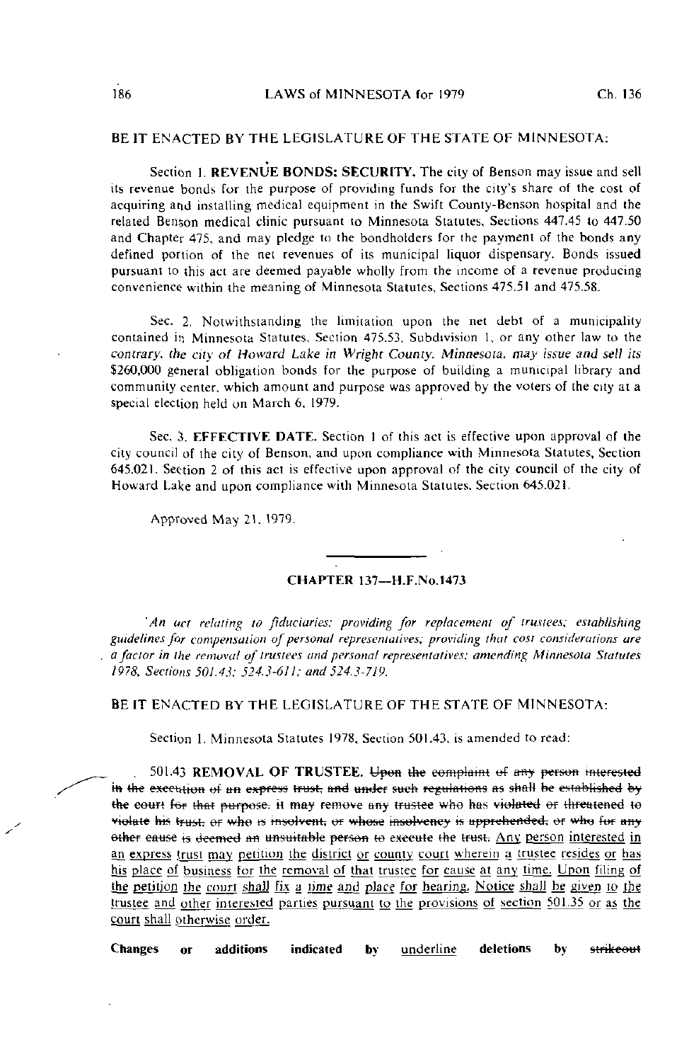BE IT ENACTED BY THE LEGISLATURE OF THE STATE OF MINNESOTA:

Section 1. **REVENUE BONDS: SECURITY.** The city of Benson may issue and sell its revenue bonds for the purpose of providing funds for the city's share of the cost of acquiring and installing medical equipment in the Swift County-Benson hospital and the related Benson medical clinic pursuant to Minnesota Statutes, Sections 447.45 to 447.50 and Chapter 475, and may pledge to the bondholders for the payment of the bonds any defined portion of the net revenues of its municipal liquor dispensary. Bonds issued pursuant to this act are deemed payable wholly from the income of a revenue producing convenience within the meaning of Minnesota Statutes, Sections 475.51 and 475.58.

Sec. 2. Notwithstanding the limitation upon the net debt of a municipality contained in Minnesota Statutes, Section 475.53, Subdivision 1, or any other law to the contrary, the city of Howard Lake in Wright County, Minnesota, may issue and sell its $260,000 general obligation bonds for the purpose of building a municipal library and community center, which amount and purpose was approved by the voters of the city at a special election held on March 6, 1979.

Sec. 3. **EFFECTIVE DATE.** Section 1 of this act is effective upon approval of the city council of the city of Benson, and upon compliance with Minnesota Statutes, Section 645.021. Section 2 of this act is effective upon approval of the city council of the city of Howard Lake and upon compliance with Minnesota Statutes, Section 645.021.

Approved May 21, 1979.

---

## CHAPTER 137—H.F.No.1473

*An act relating to fiduciaries; providing for replacement of trustees; establishing guidelines for compensation of personal representatives; providing that cost considerations are a factor in the removal of trustees and personal representatives; amending Minnesota Statutes 1978, Sections 501.43; 524.3-611; and 524.3-719.*

BE IT ENACTED BY THE LEGISLATURE OF THE STATE OF MINNESOTA:

Section 1. Minnesota Statutes 1978, Section 501.43, is amended to read:

501.43 **REMOVAL OF TRUSTEE.** ~~Upon the complaint of any person interested in the execution of an express trust, and under such regulations as shall be established by the court for that purpose, it may remove any trustee who has violated or threatened to violate his trust, or who is insolvent, or whose insolvency is apprehended, or who for any other cause is deemed an unsuitable person to execute the trust.~~ <u>Any person interested in an express trust may petition the district or county court wherein a trustee resides or has his place of business for the removal of that trustee for cause at any time. Upon filing of the petition the court shall fix a time and place for hearing. Notice shall be given to the trustee and other interested parties pursuant to the provisions of section 501.35 or as the court shall otherwise order.</u>

Changes or additions indicated by <u>underline</u> deletions by ~~strikeout~~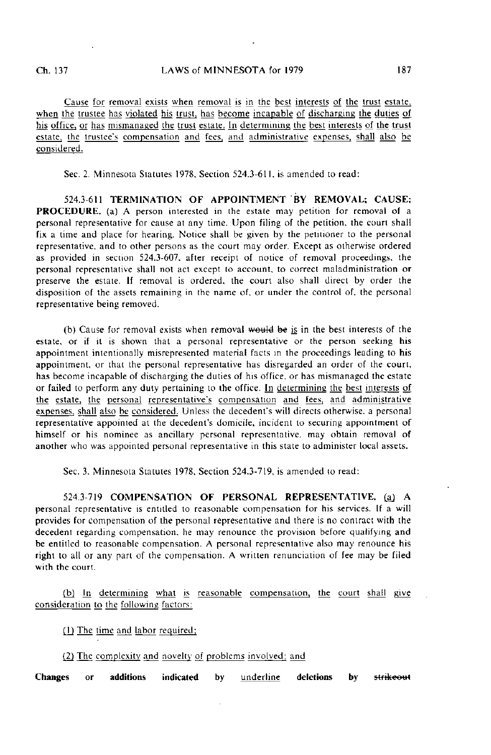Cause for removal exists when removal is in the best interests of the trust estate, when the trustee has violated his trust, has become incapable of discharging the duties of his office, or has mismanaged the trust estate. In determining the best interests of the trust estate, the trustee's compensation and fees, and administrative expenses, shall also be considered.

Sec. 2. Minnesota Statutes 1978, Section 524.3-611, is amended to read:

524.3-611 **TERMINATION OF APPOINTMENT BY REMOVAL; CAUSE; PROCEDURE.** (a) A person interested in the estate may petition for removal of a personal representative for cause at any time. Upon filing of the petition, the court shall fix a time and place for hearing. Notice shall be given by the petitioner to the personal representative, and to other persons as the court may order. Except as otherwise ordered as provided in section 524.3-607, after receipt of notice of removal proceedings, the personal representative shall not act except to account, to correct maladministration or preserve the estate. If removal is ordered, the court also shall direct by order the disposition of the assets remaining in the name of, or under the control of, the personal representative being removed.

(b) Cause for removal exists when removal ~~would be~~ is in the best interests of the estate, or if it is shown that a personal representative or the person seeking his appointment intentionally misrepresented material facts in the proceedings leading to his appointment, or that the personal representative has disregarded an order of the court, has become incapable of discharging the duties of his office, or has mismanaged the estate or failed to perform any duty pertaining to the office. In determining the best interests of the estate, the personal representative's compensation and fees, and administrative expenses, shall also be considered. Unless the decedent's will directs otherwise, a personal representative appointed at the decedent's domicile, incident to securing appointment of himself or his nominee as ancillary personal representative, may obtain removal of another who was appointed personal representative in this state to administer local assets.

Sec. 3. Minnesota Statutes 1978, Section 524.3-719, is amended to read:

524.3-719 **COMPENSATION OF PERSONAL REPRESENTATIVE.** (a) A personal representative is entitled to reasonable compensation for his services. If a will provides for compensation of the personal representative and there is no contract with the decedent regarding compensation, he may renounce the provision before qualifying and be entitled to reasonable compensation. A personal representative also may renounce his right to all or any part of the compensation. A written renunciation of fee may be filed with the court.

(b) In determining what is reasonable compensation, the court shall give consideration to the following factors:

(1) The time and labor required;

(2) The complexity and novelty of problems involved; and

**Changes or additions indicated by** underline **deletions by** ~~strikeout~~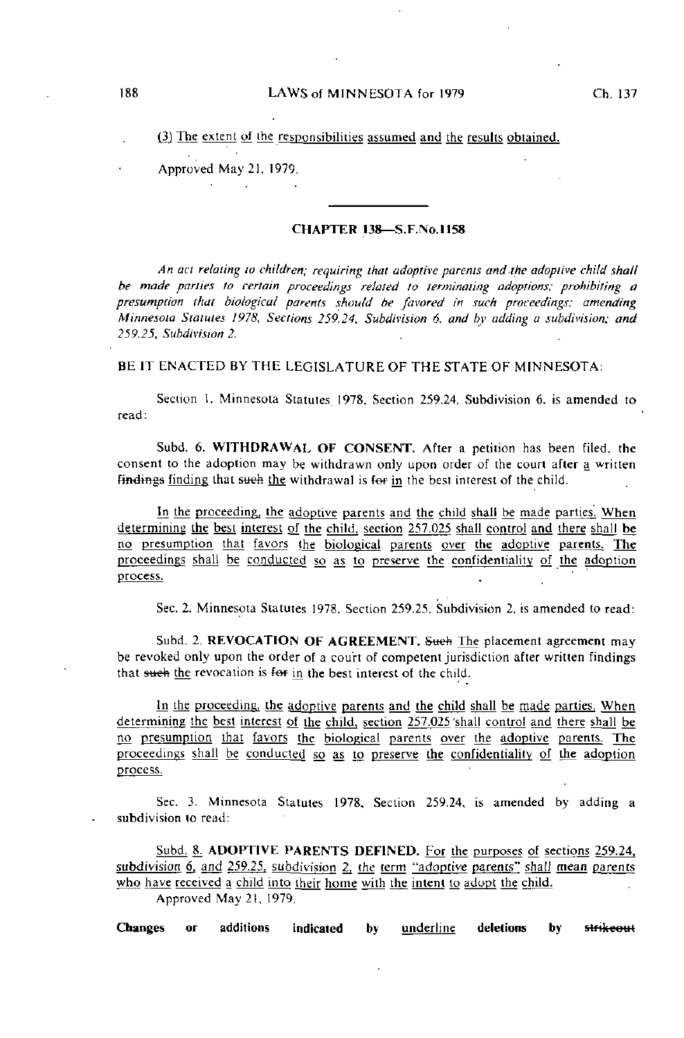(3) The extent of the responsibilities assumed and the results obtained.

Approved May 21, 1979.

---

## CHAPTER 138—S.F.No.1158

*An act relating to children; requiring that adoptive parents and the adoptive child shall be made parties to certain proceedings related to terminating adoptions; prohibiting a presumption that biological parents should be favored in such proceedings; amending Minnesota Statutes 1978, Sections 259.24, Subdivision 6, and by adding a subdivision; and 259.25, Subdivision 2.*

BE IT ENACTED BY THE LEGISLATURE OF THE STATE OF MINNESOTA:

Section 1. Minnesota Statutes 1978, Section 259.24, Subdivision 6, is amended to read:

Subd. 6. **WITHDRAWAL OF CONSENT.** After a petition has been filed, the consent to the adoption may be withdrawn only upon order of the court after a written ~~findings~~ finding that ~~such~~ the withdrawal is ~~for~~ in the best interest of the child.

In the proceeding, the adoptive parents and the child shall be made parties. When determining the best interest of the child, section 257.025 shall control and there shall be no presumption that favors the biological parents over the adoptive parents. The proceedings shall be conducted so as to preserve the confidentiality of the adoption process.

Sec. 2. Minnesota Statutes 1978, Section 259.25, Subdivision 2, is amended to read:

Subd. 2. **REVOCATION OF AGREEMENT.** ~~Such~~ The placement agreement may be revoked only upon the order of a court of competent jurisdiction after written findings that ~~such~~ the revocation is ~~for~~ in the best interest of the child.

In the proceeding, the adoptive parents and the child shall be made parties. When determining the best interest of the child, section 257.025 shall control and there shall be no presumption that favors the biological parents over the adoptive parents. The proceedings shall be conducted so as to preserve the confidentiality of the adoption process.

Sec. 3. Minnesota Statutes 1978, Section 259.24, is amended by adding a subdivision to read:

Subd. 8. **ADOPTIVE PARENTS DEFINED.** For the purposes of sections 259.24, subdivision 6, and 259.25, subdivision 2, the term "adoptive parents" shall mean parents who have received a child into their home with the intent to adopt the child.

Approved May 21, 1979.

**Changes or additions indicated by** underline **deletions by** ~~strikeout~~